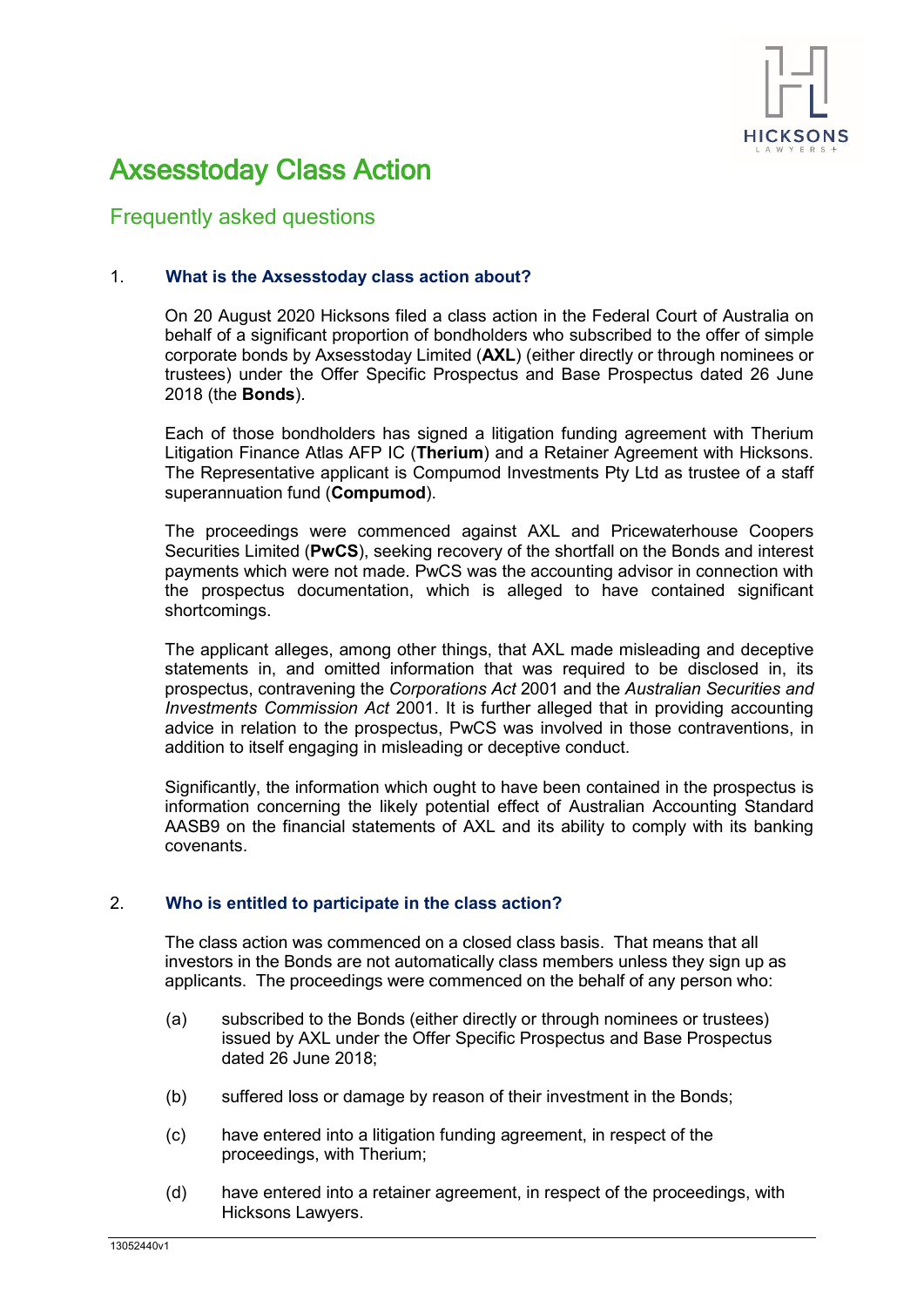# Axsesstoday Class Action

## Frequently asked questions

### 1. What is the Axsesstoday class action about?

On 20 August 2020 Hicksons filed a class action in the Federal Court of Australia on behalf of a significant proportion of bondholders who subscribed to the offer of simple corporate bonds by Axsesstoday Limited (**AXL**) (either directly or through nominees or trustees) under the Offer Specific Prospectus and Base Prospectus dated 26 June 2018 (the **Bonds**).

Each of those bondholders has signed a litigation funding agreement with Therium Litigation Finance Atlas AFP IC (**Therium**) and a Retainer Agreement with Hicksons. The Representative applicant is Compumod Investments Pty Ltd as trustee of a staff superannuation fund (**Compumod**).

The proceedings were commenced against AXL and Pricewaterhouse Coopers Securities Limited (**PwCS**), seeking recovery of the shortfall on the Bonds and interest payments which were not made. PwCS was the accounting advisor in connection with the prospectus documentation, which is alleged to have contained significant shortcomings.

The applicant alleges, among other things, that AXL made misleading and deceptive statements in, and omitted information that was required to be disclosed in, its prospectus, contravening the *Corporations Act* 2001 and the *Australian Securities and Investments Commission Act* 2001. It is further alleged that in providing accounting advice in relation to the prospectus, PwCS was involved in those contraventions, in addition to itself engaging in misleading or deceptive conduct.

Significantly, the information which ought to have been contained in the prospectus is information concerning the likely potential effect of Australian Accounting Standard AASB9 on the financial statements of AXL and its ability to comply with its banking covenants.

### 2. Who is entitled to participate in the class action?

The class action was commenced on a closed class basis. That means that all investors in the Bonds are not automatically class members unless they sign up as applicants. The proceedings were commenced on the behalf of any person who:

(a) subscribed to the Bonds (either directly or through nominees or trustees) issued by AXL under the Offer Specific Prospectus and Base Prospectus dated 26 June 2018;

(b) suffered loss or damage by reason of their investment in the Bonds;

(c) have entered into a litigation funding agreement, in respect of the proceedings, with Therium;

(d) have entered into a retainer agreement, in respect of the proceedings, with Hicksons Lawyers.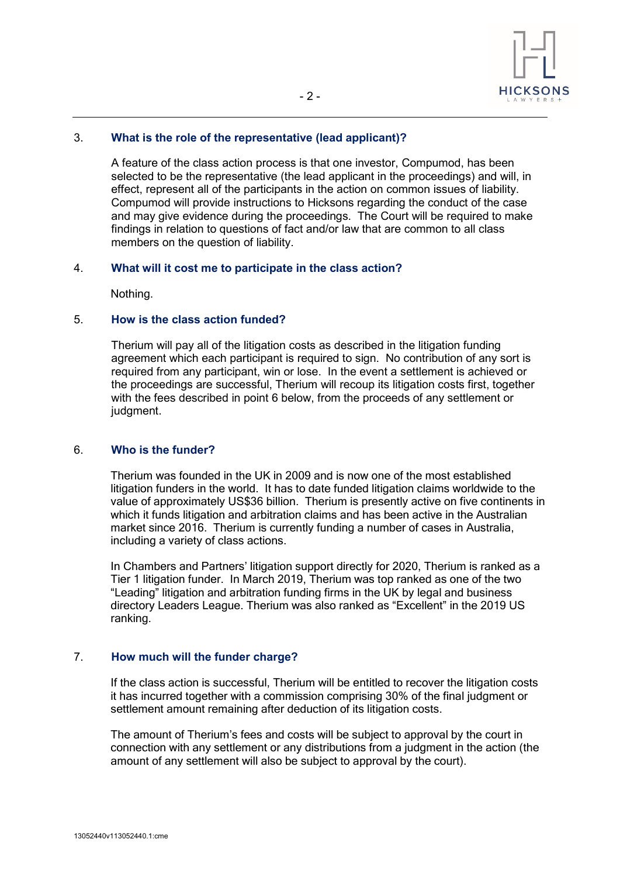## 3. What is the role of the representative (lead applicant)?

A feature of the class action process is that one investor, Compumod, has been selected to be the representative (the lead applicant in the proceedings) and will, in effect, represent all of the participants in the action on common issues of liability. Compumod will provide instructions to Hicksons regarding the conduct of the case and may give evidence during the proceedings. The Court will be required to make findings in relation to questions of fact and/or law that are common to all class members on the question of liability.

## 4. What will it cost me to participate in the class action?

Nothing.

## 5. How is the class action funded?

Therium will pay all of the litigation costs as described in the litigation funding agreement which each participant is required to sign. No contribution of any sort is required from any participant, win or lose. In the event a settlement is achieved or the proceedings are successful, Therium will recoup its litigation costs first, together with the fees described in point 6 below, from the proceeds of any settlement or judgment.

## 6. Who is the funder?

Therium was founded in the UK in 2009 and is now one of the most established litigation funders in the world. It has to date funded litigation claims worldwide to the value of approximately US$36 billion. Therium is presently active on five continents in which it funds litigation and arbitration claims and has been active in the Australian market since 2016. Therium is currently funding a number of cases in Australia, including a variety of class actions.

In Chambers and Partners' litigation support directly for 2020, Therium is ranked as a Tier 1 litigation funder. In March 2019, Therium was top ranked as one of the two "Leading" litigation and arbitration funding firms in the UK by legal and business directory Leaders League. Therium was also ranked as "Excellent" in the 2019 US ranking.

## 7. How much will the funder charge?

If the class action is successful, Therium will be entitled to recover the litigation costs it has incurred together with a commission comprising 30% of the final judgment or settlement amount remaining after deduction of its litigation costs.

The amount of Therium's fees and costs will be subject to approval by the court in connection with any settlement or any distributions from a judgment in the action (the amount of any settlement will also be subject to approval by the court).

13052440v113052440.1:cme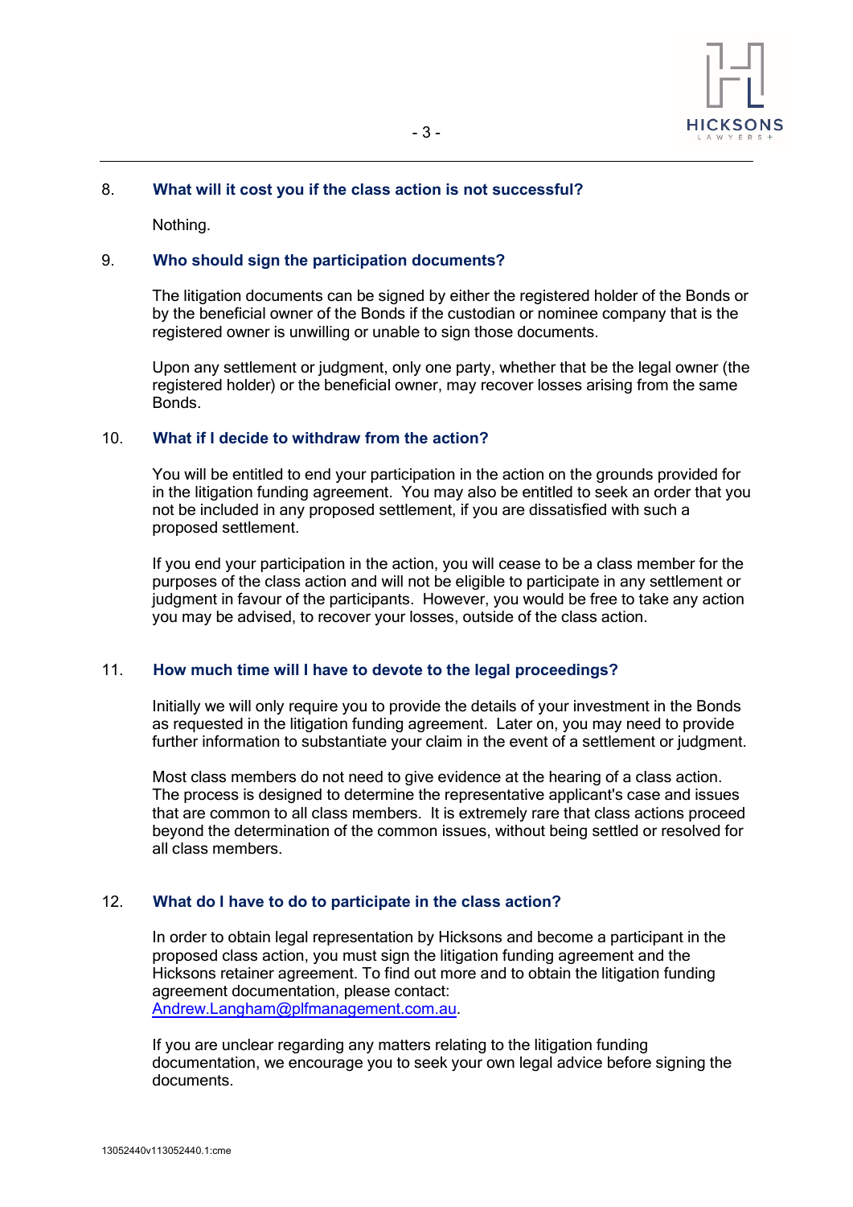## 8. What will it cost you if the class action is not successful?

Nothing.

## 9. Who should sign the participation documents?

The litigation documents can be signed by either the registered holder of the Bonds or by the beneficial owner of the Bonds if the custodian or nominee company that is the registered owner is unwilling or unable to sign those documents.

Upon any settlement or judgment, only one party, whether that be the legal owner (the registered holder) or the beneficial owner, may recover losses arising from the same Bonds.

## 10. What if I decide to withdraw from the action?

You will be entitled to end your participation in the action on the grounds provided for in the litigation funding agreement. You may also be entitled to seek an order that you not be included in any proposed settlement, if you are dissatisfied with such a proposed settlement.

If you end your participation in the action, you will cease to be a class member for the purposes of the class action and will not be eligible to participate in any settlement or judgment in favour of the participants. However, you would be free to take any action you may be advised, to recover your losses, outside of the class action.

## 11. How much time will I have to devote to the legal proceedings?

Initially we will only require you to provide the details of your investment in the Bonds as requested in the litigation funding agreement. Later on, you may need to provide further information to substantiate your claim in the event of a settlement or judgment.

Most class members do not need to give evidence at the hearing of a class action. The process is designed to determine the representative applicant's case and issues that are common to all class members. It is extremely rare that class actions proceed beyond the determination of the common issues, without being settled or resolved for all class members.

## 12. What do I have to do to participate in the class action?

In order to obtain legal representation by Hicksons and become a participant in the proposed class action, you must sign the litigation funding agreement and the Hicksons retainer agreement. To find out more and to obtain the litigation funding agreement documentation, please contact: Andrew.Langham@plfmanagement.com.au.

If you are unclear regarding any matters relating to the litigation funding documentation, we encourage you to seek your own legal advice before signing the documents.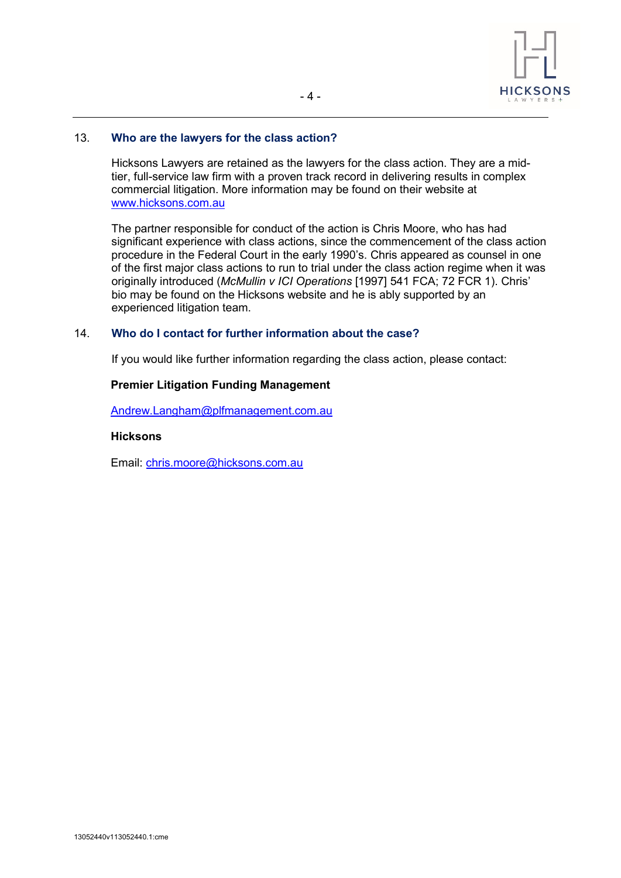13. **Who are the lawyers for the class action?**

Hicksons Lawyers are retained as the lawyers for the class action. They are a mid-tier, full-service law firm with a proven track record in delivering results in complex commercial litigation. More information may be found on their website at www.hicksons.com.au

The partner responsible for conduct of the action is Chris Moore, who has had significant experience with class actions, since the commencement of the class action procedure in the Federal Court in the early 1990's. Chris appeared as counsel in one of the first major class actions to run to trial under the class action regime when it was originally introduced (*McMullin v ICI Operations* [1997] 541 FCA; 72 FCR 1). Chris' bio may be found on the Hicksons website and he is ably supported by an experienced litigation team.

14. **Who do I contact for further information about the case?**

If you would like further information regarding the class action, please contact:

**Premier Litigation Funding Management**

Andrew.Langham@plfmanagement.com.au

**Hicksons**

Email: chris.moore@hicksons.com.au

13052440v113052440.1:cme